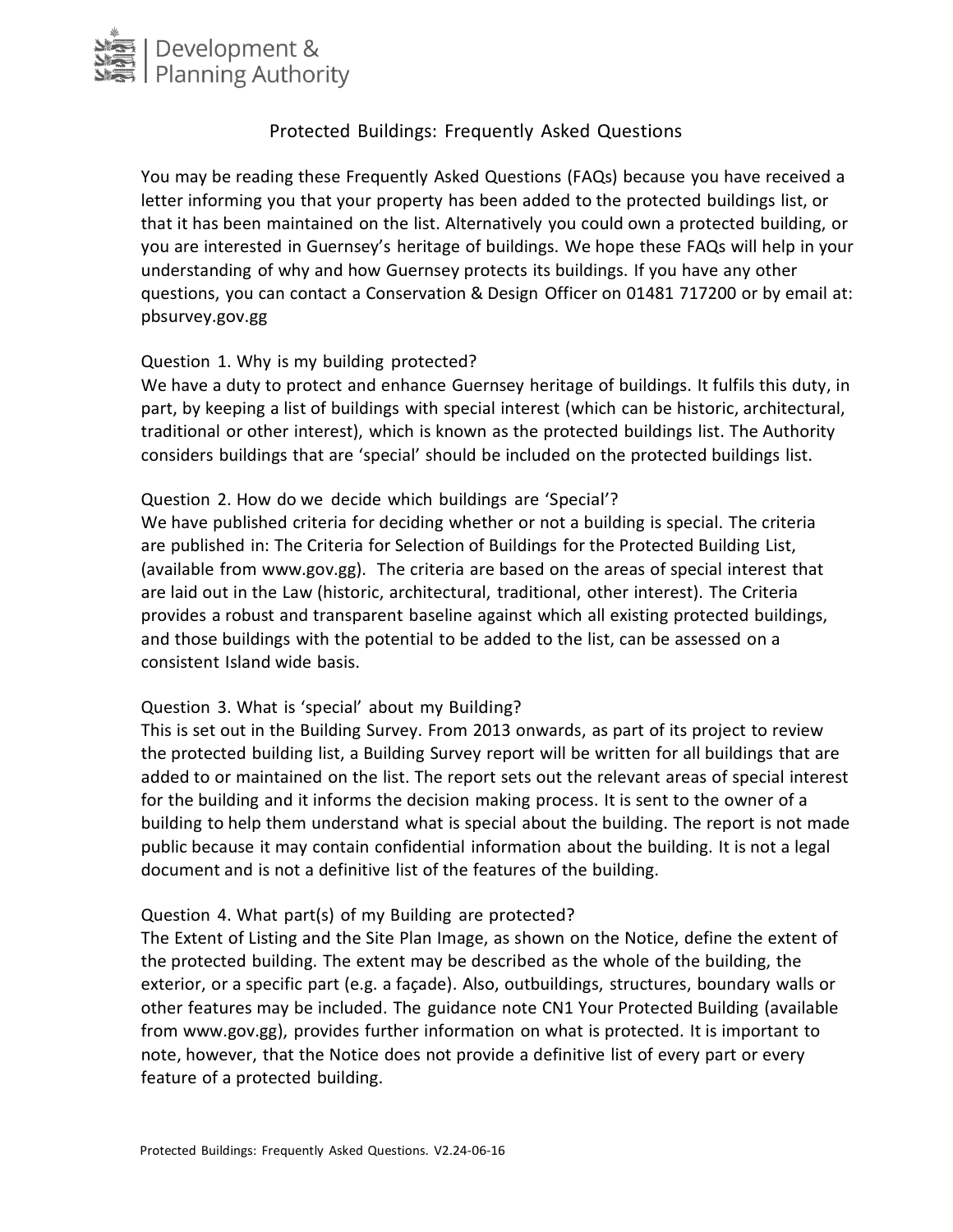Development & Planning Authority

# Protected Buildings: Frequently Asked Questions

You may be reading these Frequently Asked Questions (FAQs) because you have received a letter informing you that your property has been added to the protected buildings list, or that it has been maintained on the list. Alternatively you could own a protected building, or you are interested in Guernsey's heritage of buildings. We hope these FAQs will help in your understanding of why and how Guernsey protects its buildings. If you have any other questions, you can contact a Conservation & Design Officer on 01481 717200 or by email at: pbsurvey.gov.gg

## Question 1. Why is my building protected?

We have a duty to protect and enhance Guernsey heritage of buildings. It fulfils this duty, in part, by keeping a list of buildings with special interest (which can be historic, architectural, traditional or other interest), which is known as the protected buildings list. The Authority considers buildings that are 'special' should be included on the protected buildings list.

## Question 2. How do we decide which buildings are 'Special'?

We have published criteria for deciding whether or not a building is special. The criteria are published in: The Criteria for Selection of Buildings for the Protected Building List, (available from www.gov.gg). The criteria are based on the areas of special interest that are laid out in the Law (historic, architectural, traditional, other interest). The Criteria provides a robust and transparent baseline against which all existing protected buildings, and those buildings with the potential to be added to the list, can be assessed on a consistent Island wide basis.

## Question 3. What is 'special' about my Building?

This is set out in the Building Survey. From 2013 onwards, as part of its project to review the protected building list, a Building Survey report will be written for all buildings that are added to or maintained on the list. The report sets out the relevant areas of special interest for the building and it informs the decision making process. It is sent to the owner of a building to help them understand what is special about the building. The report is not made public because it may contain confidential information about the building. It is not a legal document and is not a definitive list of the features of the building.

## Question 4. What part(s) of my Building are protected?

The Extent of Listing and the Site Plan Image, as shown on the Notice, define the extent of the protected building. The extent may be described as the whole of the building, the exterior, or a specific part (e.g. a façade). Also, outbuildings, structures, boundary walls or other features may be included. The guidance note CN1 Your Protected Building (available from www.gov.gg), provides further information on what is protected. It is important to note, however, that the Notice does not provide a definitive list of every part or every feature of a protected building.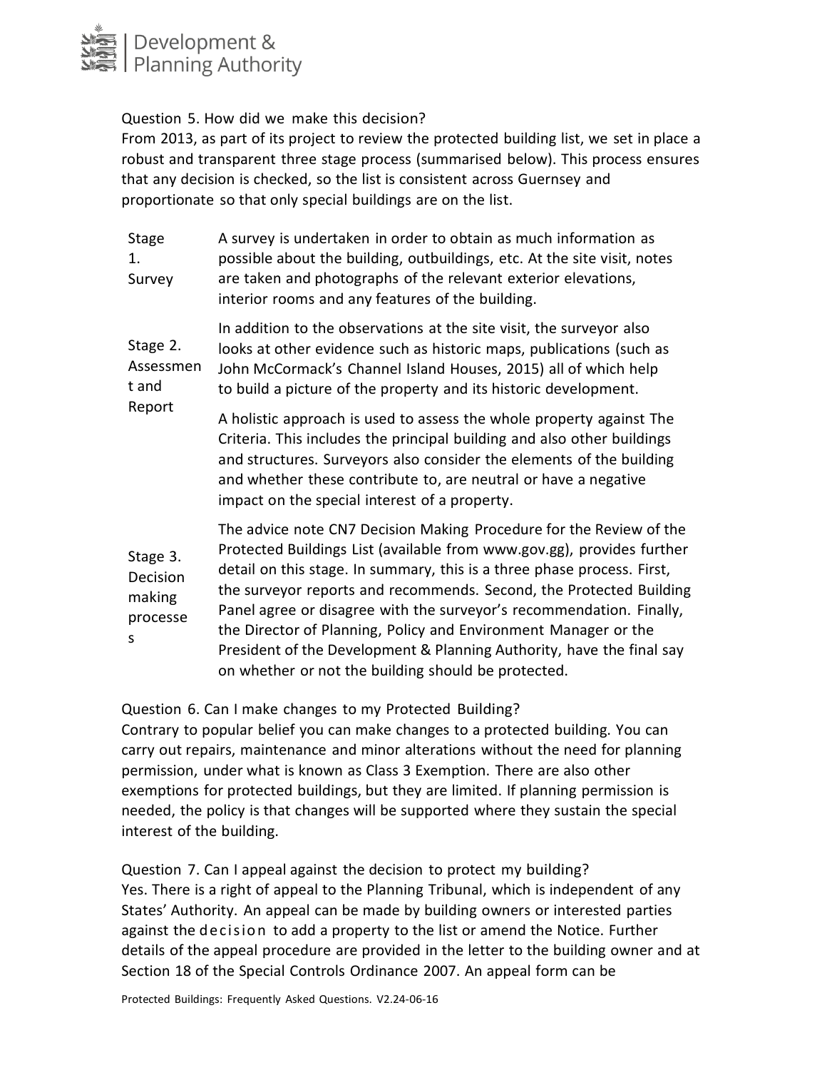Question 5. How did we make this decision?

From 2013, as part of its project to review the protected building list, we set in place a robust and transparent three stage process (summarised below). This process ensures that any decision is checked, so the list is consistent across Guernsey and proportionate so that only special buildings are on the list.

| | |
|---|---|
| Stage 1. Survey | A survey is undertaken in order to obtain as much information as possible about the building, outbuildings, etc. At the site visit, notes are taken and photographs of the relevant exterior elevations, interior rooms and any features of the building. |
| Stage 2. Assessment and Report | In addition to the observations at the site visit, the surveyor also looks at other evidence such as historic maps, publications (such as John McCormack's Channel Island Houses, 2015) all of which help to build a picture of the property and its historic development.<br><br>A holistic approach is used to assess the whole property against The Criteria. This includes the principal building and also other buildings and structures. Surveyors also consider the elements of the building and whether these contribute to, are neutral or have a negative impact on the special interest of a property. |
| Stage 3. Decision making processes | The advice note CN7 Decision Making Procedure for the Review of the Protected Buildings List (available from www.gov.gg), provides further detail on this stage. In summary, this is a three phase process. First, the surveyor reports and recommends. Second, the Protected Building Panel agree or disagree with the surveyor's recommendation. Finally, the Director of Planning, Policy and Environment Manager or the President of the Development & Planning Authority, have the final say on whether or not the building should be protected. |

Question 6. Can I make changes to my Protected Building?

Contrary to popular belief you can make changes to a protected building. You can carry out repairs, maintenance and minor alterations without the need for planning permission, under what is known as Class 3 Exemption. There are also other exemptions for protected buildings, but they are limited. If planning permission is needed, the policy is that changes will be supported where they sustain the special interest of the building.

Question 7. Can I appeal against the decision to protect my building?

Yes. There is a right of appeal to the Planning Tribunal, which is independent of any States' Authority. An appeal can be made by building owners or interested parties against the decision to add a property to the list or amend the Notice. Further details of the appeal procedure are provided in the letter to the building owner and at Section 18 of the Special Controls Ordinance 2007. An appeal form can be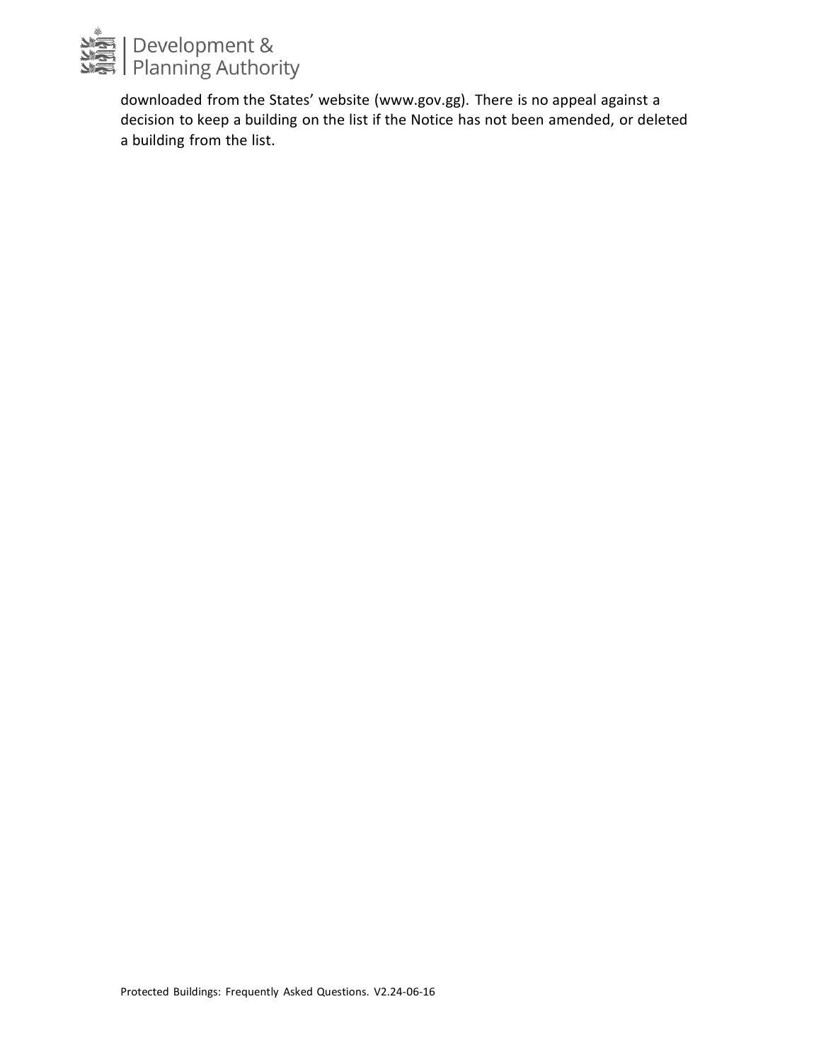downloaded from the States' website (www.gov.gg). There is no appeal against a decision to keep a building on the list if the Notice has not been amended, or deleted a building from the list.